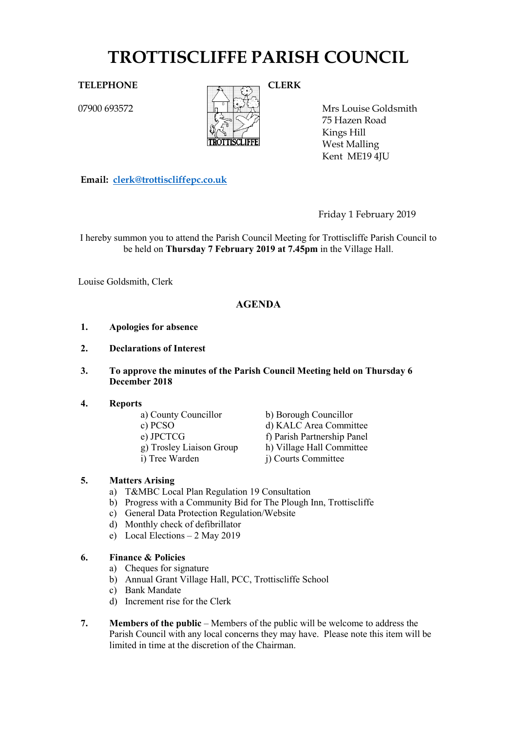# TROTTISCLIFFE PARISH COUNCIL

**TELEPHONE**

07900 693572

**CLERK**

Mrs Louise Goldsmith
75 Hazen Road
Kings Hill
West Malling
Kent ME19 4JU

**Email:** clerk@trottiscliffepc.co.uk

Friday 1 February 2019

I hereby summon you to attend the Parish Council Meeting for Trottiscliffe Parish Council to be held on **Thursday 7 February 2019 at 7.45pm** in the Village Hall.

Louise Goldsmith, Clerk

## AGENDA

1. **Apologies for absence**

2. **Declarations of Interest**

3. **To approve the minutes of the Parish Council Meeting held on Thursday 6 December 2018**

4. **Reports**
   - a) County Councillor
   - b) Borough Councillor
   - c) PCSO
   - d) KALC Area Committee
   - e) JPCTCG
   - f) Parish Partnership Panel
   - g) Trosley Liaison Group
   - h) Village Hall Committee
   - i) Tree Warden
   - j) Courts Committee

5. **Matters Arising**
   - a) T&MBC Local Plan Regulation 19 Consultation
   - b) Progress with a Community Bid for The Plough Inn, Trottiscliffe
   - c) General Data Protection Regulation/Website
   - d) Monthly check of defibrillator
   - e) Local Elections – 2 May 2019

6. **Finance & Policies**
   - a) Cheques for signature
   - b) Annual Grant Village Hall, PCC, Trottiscliffe School
   - c) Bank Mandate
   - d) Increment rise for the Clerk

7. **Members of the public** – Members of the public will be welcome to address the Parish Council with any local concerns they may have. Please note this item will be limited in time at the discretion of the Chairman.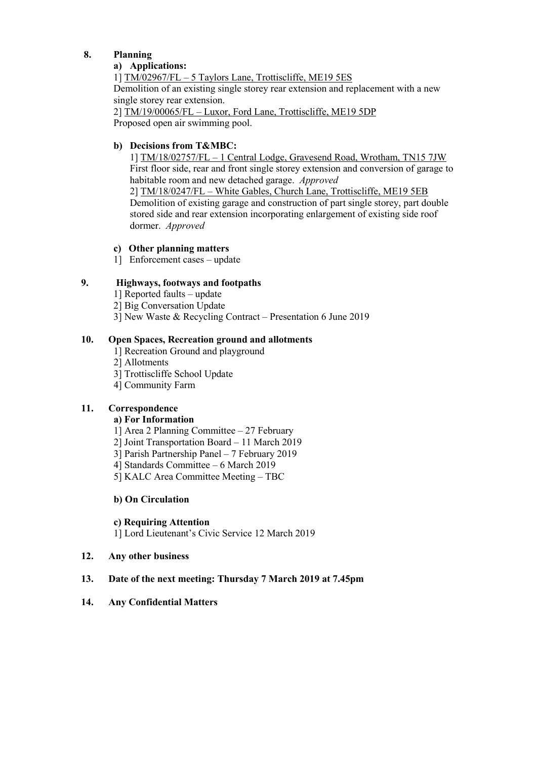**8. Planning**

**a) Applications:**

1] TM/02967/FL – 5 Taylors Lane, Trottiscliffe, ME19 5ES
Demolition of an existing single storey rear extension and replacement with a new single storey rear extension.

2] TM/19/00065/FL – Luxor, Ford Lane, Trottiscliffe, ME19 5DP
Proposed open air swimming pool.

**b) Decisions from T&MBC:**

1] TM/18/02757/FL – 1 Central Lodge, Gravesend Road, Wrotham, TN15 7JW
First floor side, rear and front single storey extension and conversion of garage to habitable room and new detached garage. *Approved*

2] TM/18/0247/FL – White Gables, Church Lane, Trottiscliffe, ME19 5EB
Demolition of existing garage and construction of part single storey, part double stored side and rear extension incorporating enlargement of existing side roof dormer. *Approved*

**c) Other planning matters**

1] Enforcement cases – update

**9. Highways, footways and footpaths**

1] Reported faults – update
2] Big Conversation Update
3] New Waste & Recycling Contract – Presentation 6 June 2019

**10. Open Spaces, Recreation ground and allotments**

1] Recreation Ground and playground
2] Allotments
3] Trottiscliffe School Update
4] Community Farm

**11. Correspondence**

**a) For Information**

1] Area 2 Planning Committee – 27 February
2] Joint Transportation Board – 11 March 2019
3] Parish Partnership Panel – 7 February 2019
4] Standards Committee – 6 March 2019
5] KALC Area Committee Meeting – TBC

**b) On Circulation**

**c) Requiring Attention**

1] Lord Lieutenant's Civic Service 12 March 2019

**12. Any other business**

**13. Date of the next meeting: Thursday 7 March 2019 at 7.45pm**

**14. Any Confidential Matters**